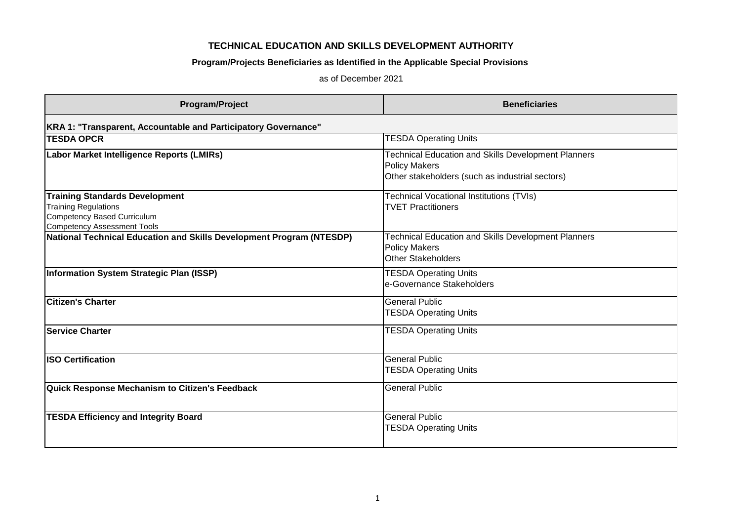**TECHNICAL EDUCATION AND SKILLS DEVELOPMENT AUTHORITY**

**Program/Projects Beneficiaries as Identified in the Applicable Special Provisions**

as of December 2021

| Program/Project | Beneficiaries |
|---|---|
| **KRA 1: "Transparent, Accountable and Participatory Governance"** | |
| **TESDA OPCR** | TESDA Operating Units |
| **Labor Market Intelligence Reports (LMIRs)** | Technical Education and Skills Development Planners<br>Policy Makers<br>Other stakeholders (such as industrial sectors) |
| **Training Standards Development**<br>Training Regulations<br>Competency Based Curriculum<br>Competency Assessment Tools | Technical Vocational Institutions (TVIs)<br>TVET Practitioners |
| **National Technical Education and Skills Development Program (NTESDP)** | Technical Education and Skills Development Planners<br>Policy Makers<br>Other Stakeholders |
| **Information System Strategic Plan (ISSP)** | TESDA Operating Units<br>e-Governance Stakeholders |
| **Citizen's Charter** | General Public<br>TESDA Operating Units |
| **Service Charter** | TESDA Operating Units |
| **ISO Certification** | General Public<br>TESDA Operating Units |
| **Quick Response Mechanism to Citizen's Feedback** | General Public |
| **TESDA Efficiency and Integrity Board** | General Public<br>TESDA Operating Units |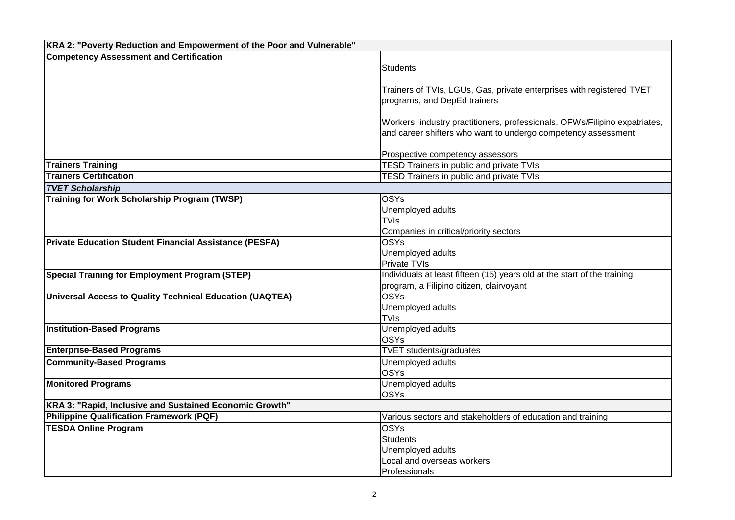| | |
|---|---|
| **KRA 2: "Poverty Reduction and Empowerment of the Poor and Vulnerable"** | |
| **Competency Assessment and Certification** | Students<br><br>Trainers of TVIs, LGUs, Gas, private enterprises with registered TVET programs, and DepEd trainers<br><br>Workers, industry practitioners, professionals, OFWs/Filipino expatriates, and career shifters who want to undergo competency assessment<br><br>Prospective competency assessors |
| **Trainers Training** | TESD Trainers in public and private TVIs |
| **Trainers Certification** | TESD Trainers in public and private TVIs |
| ***TVET Scholarship*** | |
| **Training for Work Scholarship Program (TWSP)** | OSYs<br>Unemployed adults<br>TVIs<br>Companies in critical/priority sectors |
| **Private Education Student Financial Assistance (PESFA)** | OSYs<br>Unemployed adults<br>Private TVIs |
| **Special Training for Employment Program (STEP)** | Individuals at least fifteen (15) years old at the start of the training program, a Filipino citizen, clairvoyant |
| **Universal Access to Quality Technical Education (UAQTEA)** | OSYs<br>Unemployed adults<br>TVIs |
| **Institution-Based Programs** | Unemployed adults<br>OSYs |
| **Enterprise-Based Programs** | TVET students/graduates |
| **Community-Based Programs** | Unemployed adults<br>OSYs |
| **Monitored Programs** | Unemployed adults<br>OSYs |
| **KRA 3: "Rapid, Inclusive and Sustained Economic Growth"** | |
| **Philippine Qualification Framework (PQF)** | Various sectors and stakeholders of education and training |
| **TESDA Online Program** | OSYs<br>Students<br>Unemployed adults<br>Local and overseas workers<br>Professionals |